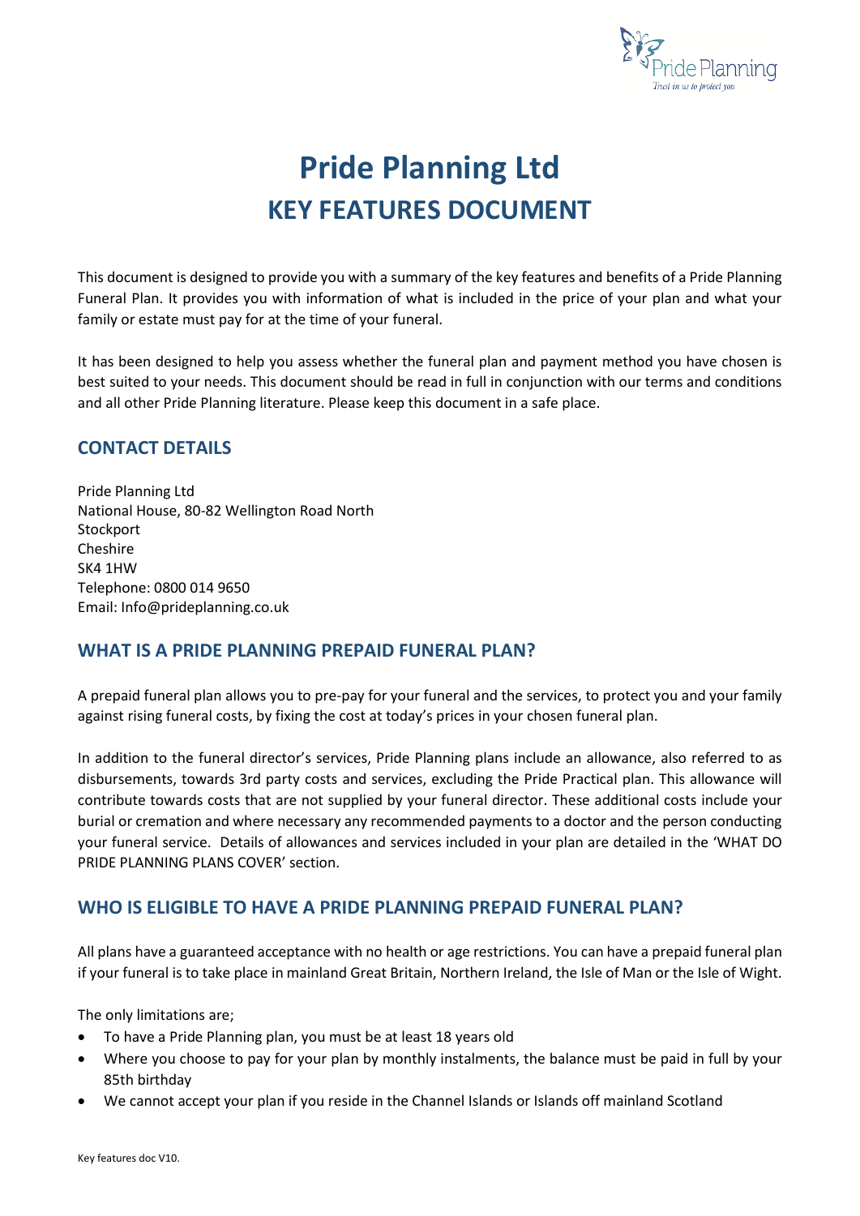# Pride Planning Ltd

## KEY FEATURES DOCUMENT

This document is designed to provide you with a summary of the key features and benefits of a Pride Planning Funeral Plan. It provides you with information of what is included in the price of your plan and what your family or estate must pay for at the time of your funeral.

It has been designed to help you assess whether the funeral plan and payment method you have chosen is best suited to your needs. This document should be read in full in conjunction with our terms and conditions and all other Pride Planning literature. Please keep this document in a safe place.

### CONTACT DETAILS

Pride Planning Ltd
National House, 80-82 Wellington Road North
Stockport
Cheshire
SK4 1HW
Telephone: 0800 014 9650
Email: Info@prideplanning.co.uk

### WHAT IS A PRIDE PLANNING PREPAID FUNERAL PLAN?

A prepaid funeral plan allows you to pre-pay for your funeral and the services, to protect you and your family against rising funeral costs, by fixing the cost at today's prices in your chosen funeral plan.

In addition to the funeral director's services, Pride Planning plans include an allowance, also referred to as disbursements, towards 3rd party costs and services, excluding the Pride Practical plan. This allowance will contribute towards costs that are not supplied by your funeral director. These additional costs include your burial or cremation and where necessary any recommended payments to a doctor and the person conducting your funeral service. Details of allowances and services included in your plan are detailed in the 'WHAT DO PRIDE PLANNING PLANS COVER' section.

### WHO IS ELIGIBLE TO HAVE A PRIDE PLANNING PREPAID FUNERAL PLAN?

All plans have a guaranteed acceptance with no health or age restrictions. You can have a prepaid funeral plan if your funeral is to take place in mainland Great Britain, Northern Ireland, the Isle of Man or the Isle of Wight.

The only limitations are;

- To have a Pride Planning plan, you must be at least 18 years old
- Where you choose to pay for your plan by monthly instalments, the balance must be paid in full by your 85th birthday
- We cannot accept your plan if you reside in the Channel Islands or Islands off mainland Scotland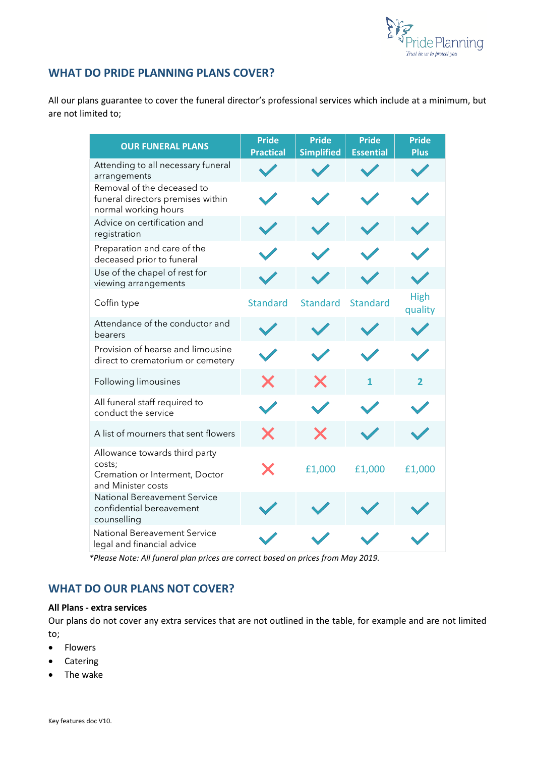## WHAT DO PRIDE PLANNING PLANS COVER?

All our plans guarantee to cover the funeral director's professional services which include at a minimum, but are not limited to;

| OUR FUNERAL PLANS | Pride Practical | Pride Simplified | Pride Essential | Pride Plus |
|---|---|---|---|---|
| Attending to all necessary funeral arrangements | ✓ | ✓ | ✓ | ✓ |
| Removal of the deceased to funeral directors premises within normal working hours | ✓ | ✓ | ✓ | ✓ |
| Advice on certification and registration | ✓ | ✓ | ✓ | ✓ |
| Preparation and care of the deceased prior to funeral | ✓ | ✓ | ✓ | ✓ |
| Use of the chapel of rest for viewing arrangements | ✓ | ✓ | ✓ | ✓ |
| Coffin type | Standard | Standard | Standard | High quality |
| Attendance of the conductor and bearers | ✓ | ✓ | ✓ | ✓ |
| Provision of hearse and limousine direct to crematorium or cemetery | ✓ | ✓ | ✓ | ✓ |
| Following limousines | ✗ | ✗ | 1 | 2 |
| All funeral staff required to conduct the service | ✓ | ✓ | ✓ | ✓ |
| A list of mourners that sent flowers | ✗ | ✗ | ✓ | ✓ |
| Allowance towards third party costs; Cremation or Interment, Doctor and Minister costs | ✗ | £1,000 | £1,000 | £1,000 |
| National Bereavement Service confidential bereavement counselling | ✓ | ✓ | ✓ | ✓ |
| National Bereavement Service legal and financial advice | ✓ | ✓ | ✓ | ✓ |

*\*Please Note: All funeral plan prices are correct based on prices from May 2019.*

## WHAT DO OUR PLANS NOT COVER?

**All Plans - extra services**

Our plans do not cover any extra services that are not outlined in the table, for example and are not limited to;

- Flowers
- Catering
- The wake

Key features doc V10.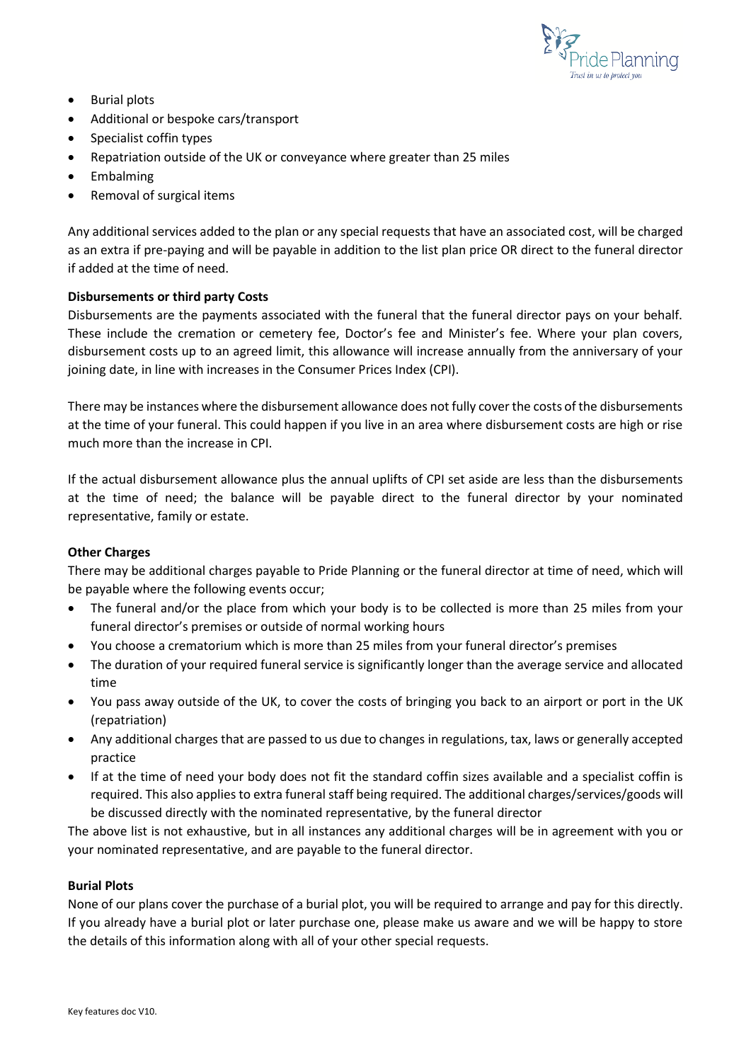- Burial plots
- Additional or bespoke cars/transport
- Specialist coffin types
- Repatriation outside of the UK or conveyance where greater than 25 miles
- Embalming
- Removal of surgical items

Any additional services added to the plan or any special requests that have an associated cost, will be charged as an extra if pre-paying and will be payable in addition to the list plan price OR direct to the funeral director if added at the time of need.

**Disbursements or third party Costs**

Disbursements are the payments associated with the funeral that the funeral director pays on your behalf. These include the cremation or cemetery fee, Doctor's fee and Minister's fee. Where your plan covers, disbursement costs up to an agreed limit, this allowance will increase annually from the anniversary of your joining date, in line with increases in the Consumer Prices Index (CPI).

There may be instances where the disbursement allowance does not fully cover the costs of the disbursements at the time of your funeral. This could happen if you live in an area where disbursement costs are high or rise much more than the increase in CPI.

If the actual disbursement allowance plus the annual uplifts of CPI set aside are less than the disbursements at the time of need; the balance will be payable direct to the funeral director by your nominated representative, family or estate.

**Other Charges**

There may be additional charges payable to Pride Planning or the funeral director at time of need, which will be payable where the following events occur;

- The funeral and/or the place from which your body is to be collected is more than 25 miles from your funeral director's premises or outside of normal working hours
- You choose a crematorium which is more than 25 miles from your funeral director's premises
- The duration of your required funeral service is significantly longer than the average service and allocated time
- You pass away outside of the UK, to cover the costs of bringing you back to an airport or port in the UK (repatriation)
- Any additional charges that are passed to us due to changes in regulations, tax, laws or generally accepted practice
- If at the time of need your body does not fit the standard coffin sizes available and a specialist coffin is required. This also applies to extra funeral staff being required. The additional charges/services/goods will be discussed directly with the nominated representative, by the funeral director

The above list is not exhaustive, but in all instances any additional charges will be in agreement with you or your nominated representative, and are payable to the funeral director.

**Burial Plots**

None of our plans cover the purchase of a burial plot, you will be required to arrange and pay for this directly. If you already have a burial plot or later purchase one, please make us aware and we will be happy to store the details of this information along with all of your other special requests.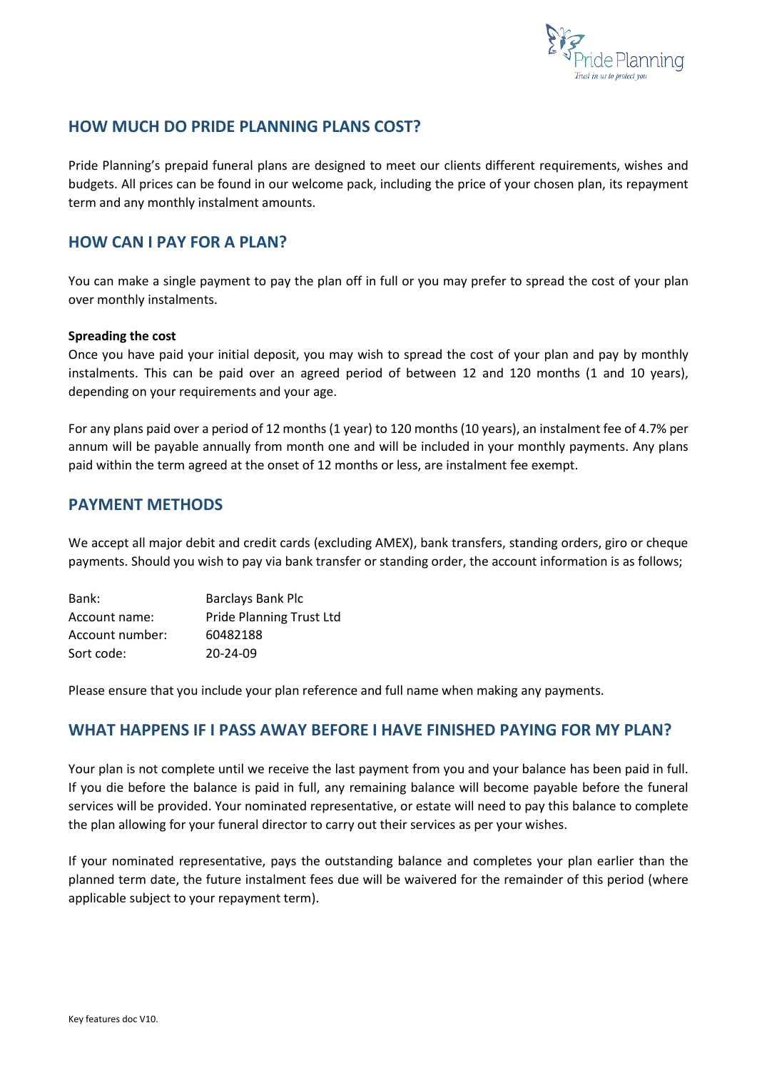## HOW MUCH DO PRIDE PLANNING PLANS COST?

Pride Planning's prepaid funeral plans are designed to meet our clients different requirements, wishes and budgets. All prices can be found in our welcome pack, including the price of your chosen plan, its repayment term and any monthly instalment amounts.

## HOW CAN I PAY FOR A PLAN?

You can make a single payment to pay the plan off in full or you may prefer to spread the cost of your plan over monthly instalments.

**Spreading the cost**

Once you have paid your initial deposit, you may wish to spread the cost of your plan and pay by monthly instalments. This can be paid over an agreed period of between 12 and 120 months (1 and 10 years), depending on your requirements and your age.

For any plans paid over a period of 12 months (1 year) to 120 months (10 years), an instalment fee of 4.7% per annum will be payable annually from month one and will be included in your monthly payments. Any plans paid within the term agreed at the onset of 12 months or less, are instalment fee exempt.

## PAYMENT METHODS

We accept all major debit and credit cards (excluding AMEX), bank transfers, standing orders, giro or cheque payments. Should you wish to pay via bank transfer or standing order, the account information is as follows;

| | |
|---|---|
| Bank: | Barclays Bank Plc |
| Account name: | Pride Planning Trust Ltd |
| Account number: | 60482188 |
| Sort code: | 20-24-09 |

Please ensure that you include your plan reference and full name when making any payments.

## WHAT HAPPENS IF I PASS AWAY BEFORE I HAVE FINISHED PAYING FOR MY PLAN?

Your plan is not complete until we receive the last payment from you and your balance has been paid in full. If you die before the balance is paid in full, any remaining balance will become payable before the funeral services will be provided. Your nominated representative, or estate will need to pay this balance to complete the plan allowing for your funeral director to carry out their services as per your wishes.

If your nominated representative, pays the outstanding balance and completes your plan earlier than the planned term date, the future instalment fees due will be waivered for the remainder of this period (where applicable subject to your repayment term).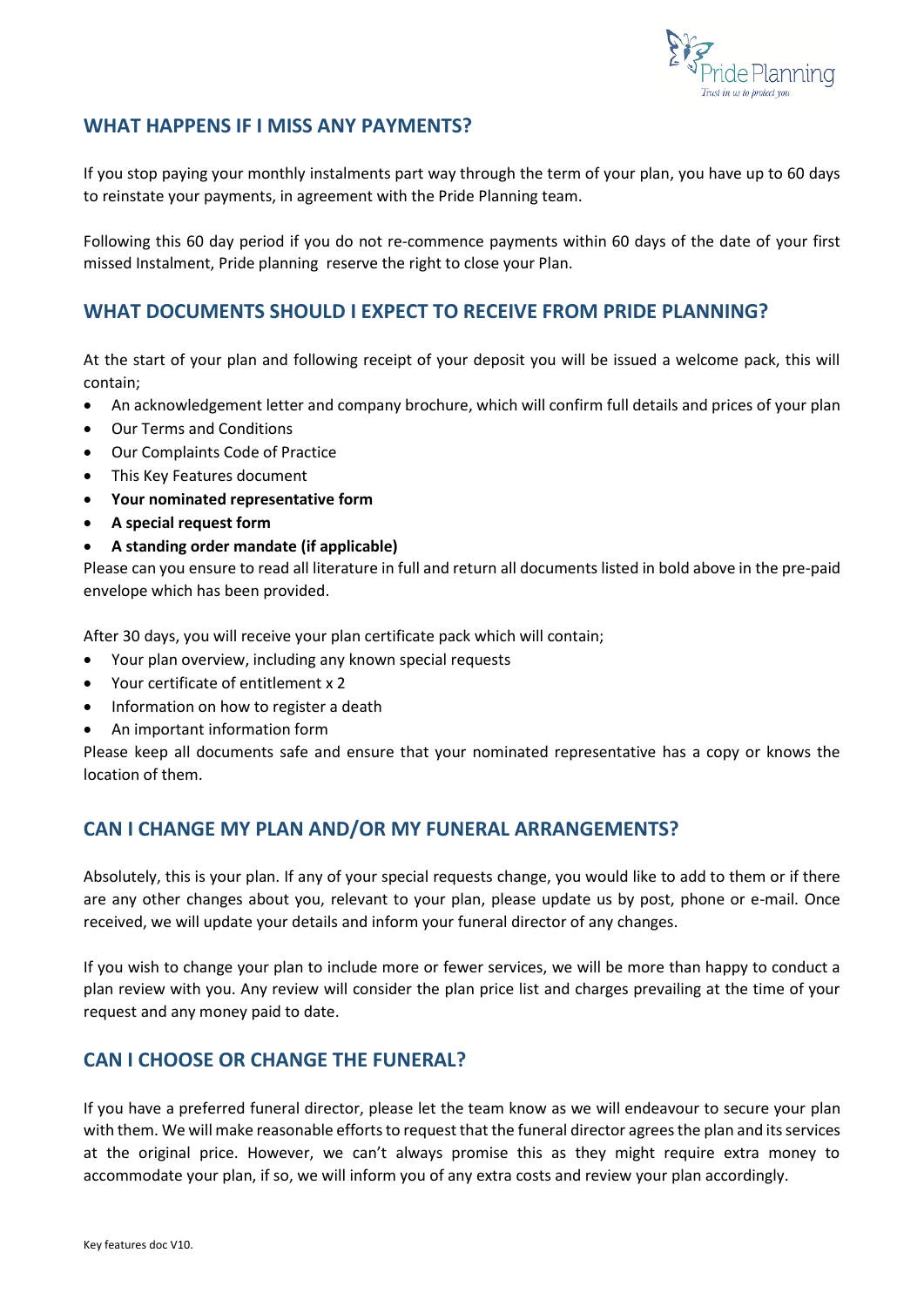## WHAT HAPPENS IF I MISS ANY PAYMENTS?

If you stop paying your monthly instalments part way through the term of your plan, you have up to 60 days to reinstate your payments, in agreement with the Pride Planning team.

Following this 60 day period if you do not re-commence payments within 60 days of the date of your first missed Instalment, Pride planning reserve the right to close your Plan.

## WHAT DOCUMENTS SHOULD I EXPECT TO RECEIVE FROM PRIDE PLANNING?

At the start of your plan and following receipt of your deposit you will be issued a welcome pack, this will contain;

- An acknowledgement letter and company brochure, which will confirm full details and prices of your plan
- Our Terms and Conditions
- Our Complaints Code of Practice
- This Key Features document
- **Your nominated representative form**
- **A special request form**
- **A standing order mandate (if applicable)**

Please can you ensure to read all literature in full and return all documents listed in bold above in the pre-paid envelope which has been provided.

After 30 days, you will receive your plan certificate pack which will contain;

- Your plan overview, including any known special requests
- Your certificate of entitlement x 2
- Information on how to register a death
- An important information form

Please keep all documents safe and ensure that your nominated representative has a copy or knows the location of them.

## CAN I CHANGE MY PLAN AND/OR MY FUNERAL ARRANGEMENTS?

Absolutely, this is your plan. If any of your special requests change, you would like to add to them or if there are any other changes about you, relevant to your plan, please update us by post, phone or e-mail. Once received, we will update your details and inform your funeral director of any changes.

If you wish to change your plan to include more or fewer services, we will be more than happy to conduct a plan review with you. Any review will consider the plan price list and charges prevailing at the time of your request and any money paid to date.

## CAN I CHOOSE OR CHANGE THE FUNERAL?

If you have a preferred funeral director, please let the team know as we will endeavour to secure your plan with them. We will make reasonable efforts to request that the funeral director agrees the plan and its services at the original price. However, we can't always promise this as they might require extra money to accommodate your plan, if so, we will inform you of any extra costs and review your plan accordingly.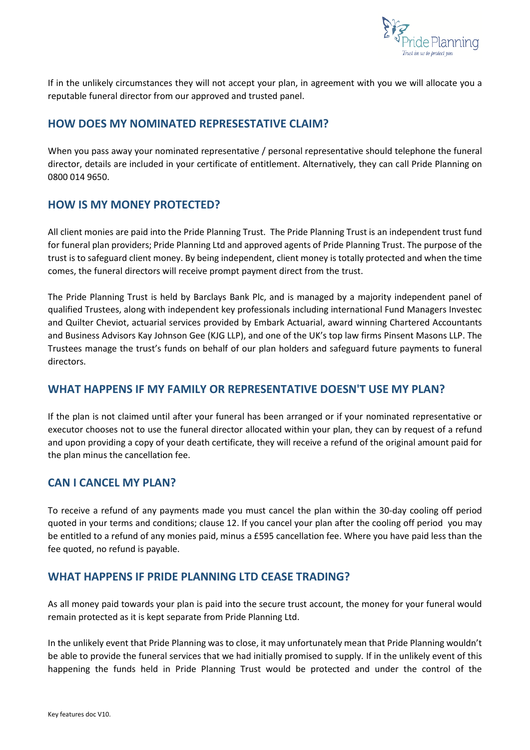If in the unlikely circumstances they will not accept your plan, in agreement with you we will allocate you a reputable funeral director from our approved and trusted panel.

## HOW DOES MY NOMINATED REPRESESTATIVE CLAIM?

When you pass away your nominated representative / personal representative should telephone the funeral director, details are included in your certificate of entitlement. Alternatively, they can call Pride Planning on 0800 014 9650.

## HOW IS MY MONEY PROTECTED?

All client monies are paid into the Pride Planning Trust. The Pride Planning Trust is an independent trust fund for funeral plan providers; Pride Planning Ltd and approved agents of Pride Planning Trust. The purpose of the trust is to safeguard client money. By being independent, client money is totally protected and when the time comes, the funeral directors will receive prompt payment direct from the trust.

The Pride Planning Trust is held by Barclays Bank Plc, and is managed by a majority independent panel of qualified Trustees, along with independent key professionals including international Fund Managers Investec and Quilter Cheviot, actuarial services provided by Embark Actuarial, award winning Chartered Accountants and Business Advisors Kay Johnson Gee (KJG LLP), and one of the UK's top law firms Pinsent Masons LLP. The Trustees manage the trust's funds on behalf of our plan holders and safeguard future payments to funeral directors.

## WHAT HAPPENS IF MY FAMILY OR REPRESENTATIVE DOESN'T USE MY PLAN?

If the plan is not claimed until after your funeral has been arranged or if your nominated representative or executor chooses not to use the funeral director allocated within your plan, they can by request of a refund and upon providing a copy of your death certificate, they will receive a refund of the original amount paid for the plan minus the cancellation fee.

## CAN I CANCEL MY PLAN?

To receive a refund of any payments made you must cancel the plan within the 30-day cooling off period quoted in your terms and conditions; clause 12. If you cancel your plan after the cooling off period you may be entitled to a refund of any monies paid, minus a £595 cancellation fee. Where you have paid less than the fee quoted, no refund is payable.

## WHAT HAPPENS IF PRIDE PLANNING LTD CEASE TRADING?

As all money paid towards your plan is paid into the secure trust account, the money for your funeral would remain protected as it is kept separate from Pride Planning Ltd.

In the unlikely event that Pride Planning was to close, it may unfortunately mean that Pride Planning wouldn't be able to provide the funeral services that we had initially promised to supply. If in the unlikely event of this happening the funds held in Pride Planning Trust would be protected and under the control of the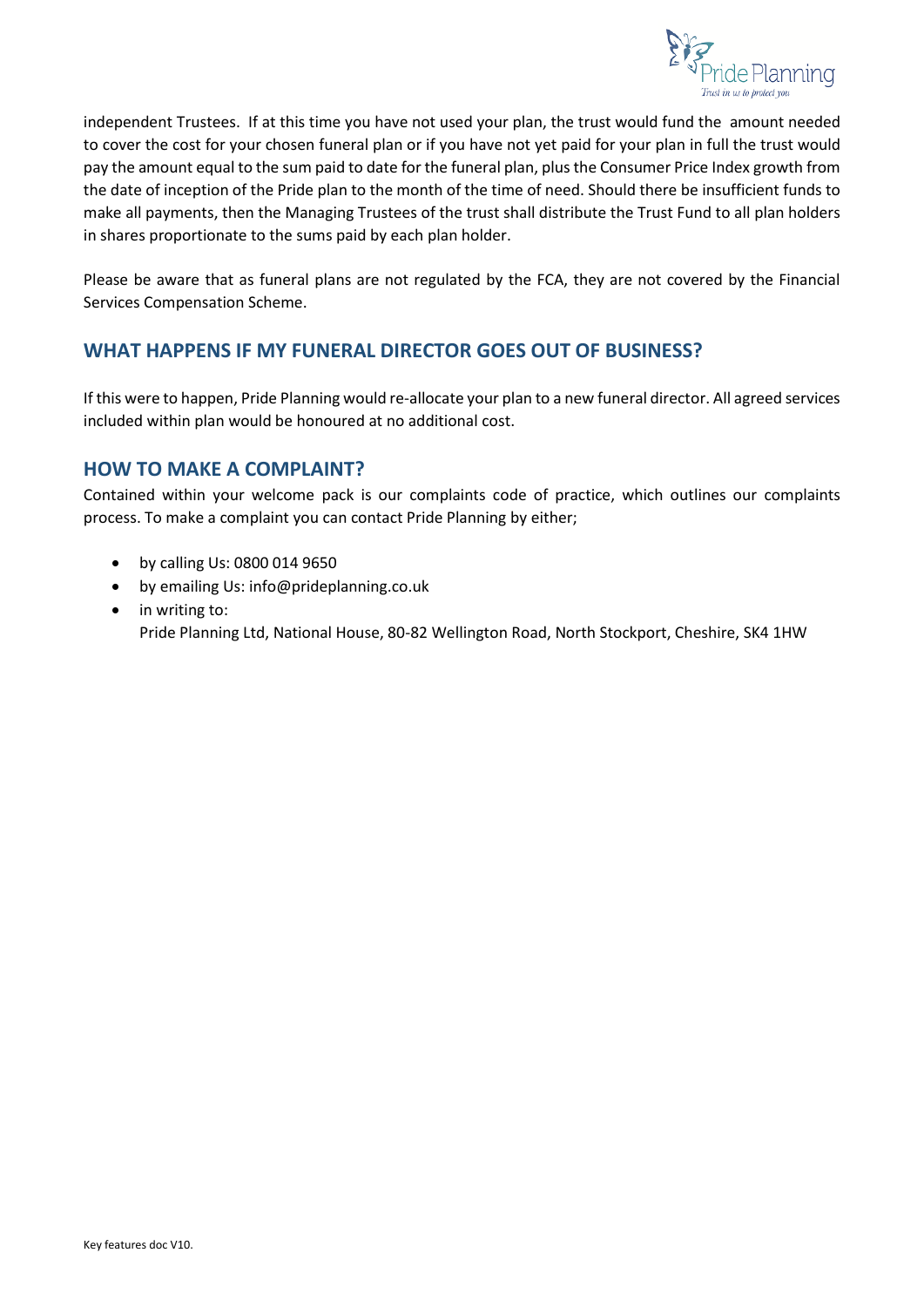independent Trustees. If at this time you have not used your plan, the trust would fund the amount needed to cover the cost for your chosen funeral plan or if you have not yet paid for your plan in full the trust would pay the amount equal to the sum paid to date for the funeral plan, plus the Consumer Price Index growth from the date of inception of the Pride plan to the month of the time of need. Should there be insufficient funds to make all payments, then the Managing Trustees of the trust shall distribute the Trust Fund to all plan holders in shares proportionate to the sums paid by each plan holder.

Please be aware that as funeral plans are not regulated by the FCA, they are not covered by the Financial Services Compensation Scheme.

## WHAT HAPPENS IF MY FUNERAL DIRECTOR GOES OUT OF BUSINESS?

If this were to happen, Pride Planning would re-allocate your plan to a new funeral director. All agreed services included within plan would be honoured at no additional cost.

## HOW TO MAKE A COMPLAINT?

Contained within your welcome pack is our complaints code of practice, which outlines our complaints process. To make a complaint you can contact Pride Planning by either;

- by calling Us: 0800 014 9650
- by emailing Us: info@prideplanning.co.uk
- in writing to:
  Pride Planning Ltd, National House, 80-82 Wellington Road, North Stockport, Cheshire, SK4 1HW